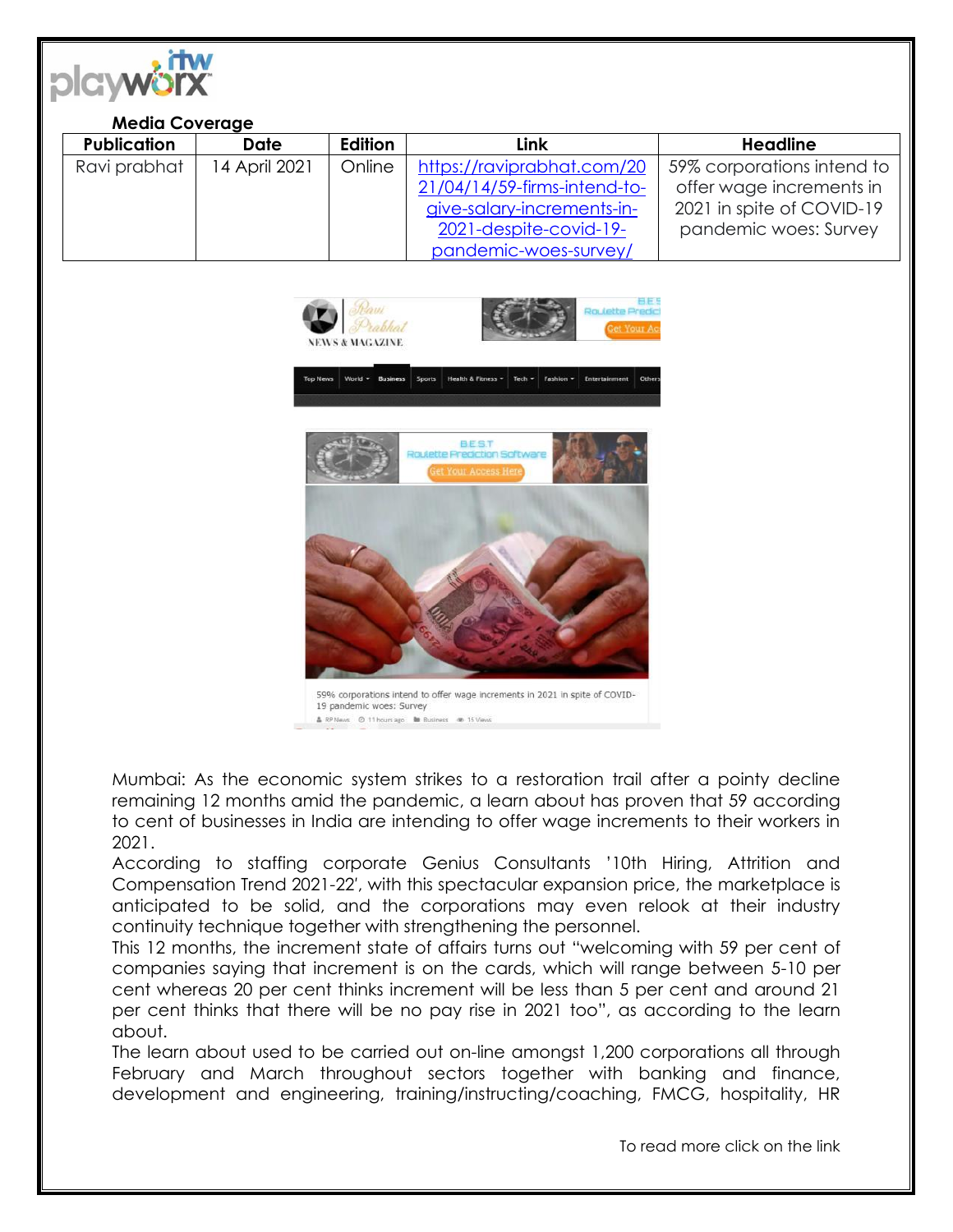**Media Coverage**

| Publication | Date | Edition | Link | Headline |
|---|---|---|---|---|
| Ravi prabhat | 14 April 2021 | Online | https://raviprabhat.com/2021/04/14/59-firms-intend-to-give-salary-increments-in-2021-despite-covid-19-pandemic-woes-survey/ | 59% corporations intend to offer wage increments in 2021 in spite of COVID-19 pandemic woes: Survey |

Mumbai: As the economic system strikes to a restoration trail after a pointy decline remaining 12 months amid the pandemic, a learn about has proven that 59 according to cent of businesses in India are intending to offer wage increments to their workers in 2021.

According to staffing corporate Genius Consultants '10th Hiring, Attrition and Compensation Trend 2021-22', with this spectacular expansion price, the marketplace is anticipated to be solid, and the corporations may even relook at their industry continuity technique together with strengthening the personnel.

This 12 months, the increment state of affairs turns out "welcoming with 59 per cent of companies saying that increment is on the cards, which will range between 5-10 per cent whereas 20 per cent thinks increment will be less than 5 per cent and around 21 per cent thinks that there will be no pay rise in 2021 too", as according to the learn about.

The learn about used to be carried out on-line amongst 1,200 corporations all through February and March throughout sectors together with banking and finance, development and engineering, training/instructing/coaching, FMCG, hospitality, HR

To read more click on the link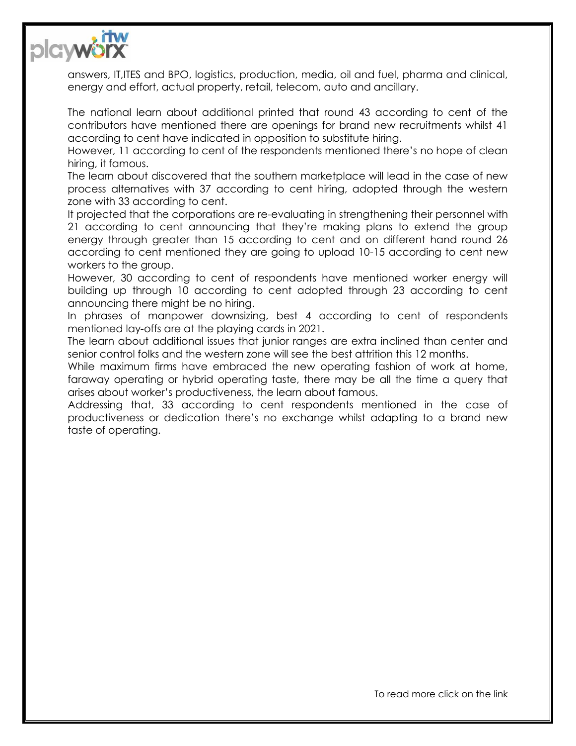answers, IT,ITES and BPO, logistics, production, media, oil and fuel, pharma and clinical, energy and effort, actual property, retail, telecom, auto and ancillary.

The national learn about additional printed that round 43 according to cent of the contributors have mentioned there are openings for brand new recruitments whilst 41 according to cent have indicated in opposition to substitute hiring.
However, 11 according to cent of the respondents mentioned there's no hope of clean hiring, it famous.
The learn about discovered that the southern marketplace will lead in the case of new process alternatives with 37 according to cent hiring, adopted through the western zone with 33 according to cent.
It projected that the corporations are re-evaluating in strengthening their personnel with 21 according to cent announcing that they're making plans to extend the group energy through greater than 15 according to cent and on different hand round 26 according to cent mentioned they are going to upload 10-15 according to cent new workers to the group.
However, 30 according to cent of respondents have mentioned worker energy will building up through 10 according to cent adopted through 23 according to cent announcing there might be no hiring.
In phrases of manpower downsizing, best 4 according to cent of respondents mentioned lay-offs are at the playing cards in 2021.
The learn about additional issues that junior ranges are extra inclined than center and senior control folks and the western zone will see the best attrition this 12 months.
While maximum firms have embraced the new operating fashion of work at home, faraway operating or hybrid operating taste, there may be all the time a query that arises about worker's productiveness, the learn about famous.
Addressing that, 33 according to cent respondents mentioned in the case of productiveness or dedication there's no exchange whilst adapting to a brand new taste of operating.

To read more click on the link